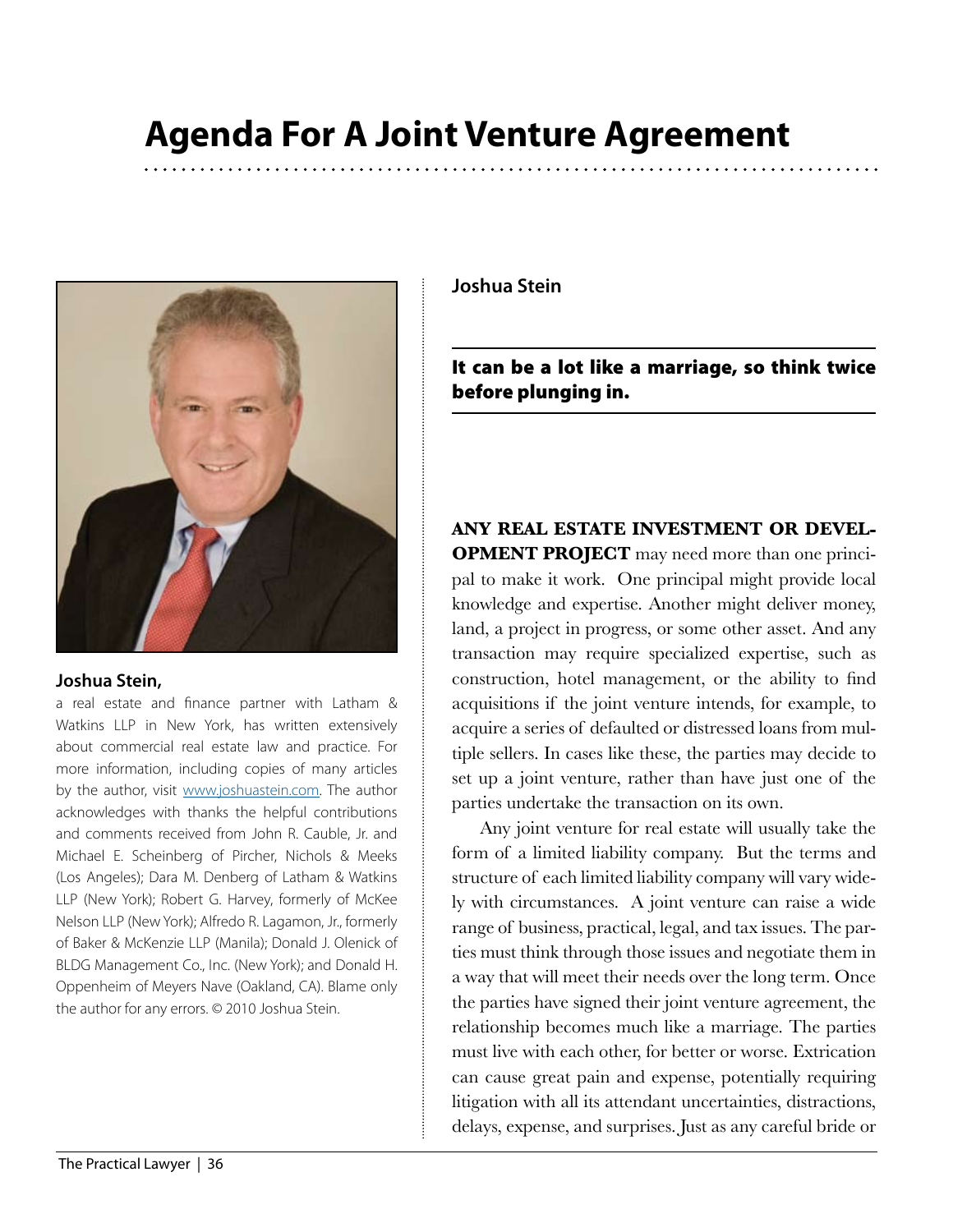# Agenda For A Joint Venture Agreement

**Joshua Stein**

**It can be a lot like a marriage, so think twice before plunging in.**

**Joshua Stein,**
a real estate and finance partner with Latham & Watkins LLP in New York, has written extensively about commercial real estate law and practice. For more information, including copies of many articles by the author, visit www.joshuastein.com. The author acknowledges with thanks the helpful contributions and comments received from John R. Cauble, Jr. and Michael E. Scheinberg of Pircher, Nichols & Meeks (Los Angeles); Dara M. Denberg of Latham & Watkins LLP (New York); Robert G. Harvey, formerly of McKee Nelson LLP (New York); Alfredo R. Lagamon, Jr., formerly of Baker & McKenzie LLP (Manila); Donald J. Olenick of BLDG Management Co., Inc. (New York); and Donald H. Oppenheim of Meyers Nave (Oakland, CA). Blame only the author for any errors. © 2010 Joshua Stein.

**ANY REAL ESTATE INVESTMENT OR DEVELOPMENT PROJECT** may need more than one principal to make it work. One principal might provide local knowledge and expertise. Another might deliver money, land, a project in progress, or some other asset. And any transaction may require specialized expertise, such as construction, hotel management, or the ability to find acquisitions if the joint venture intends, for example, to acquire a series of defaulted or distressed loans from multiple sellers. In cases like these, the parties may decide to set up a joint venture, rather than have just one of the parties undertake the transaction on its own.

Any joint venture for real estate will usually take the form of a limited liability company. But the terms and structure of each limited liability company will vary widely with circumstances. A joint venture can raise a wide range of business, practical, legal, and tax issues. The parties must think through those issues and negotiate them in a way that will meet their needs over the long term. Once the parties have signed their joint venture agreement, the relationship becomes much like a marriage. The parties must live with each other, for better or worse. Extrication can cause great pain and expense, potentially requiring litigation with all its attendant uncertainties, distractions, delays, expense, and surprises. Just as any careful bride or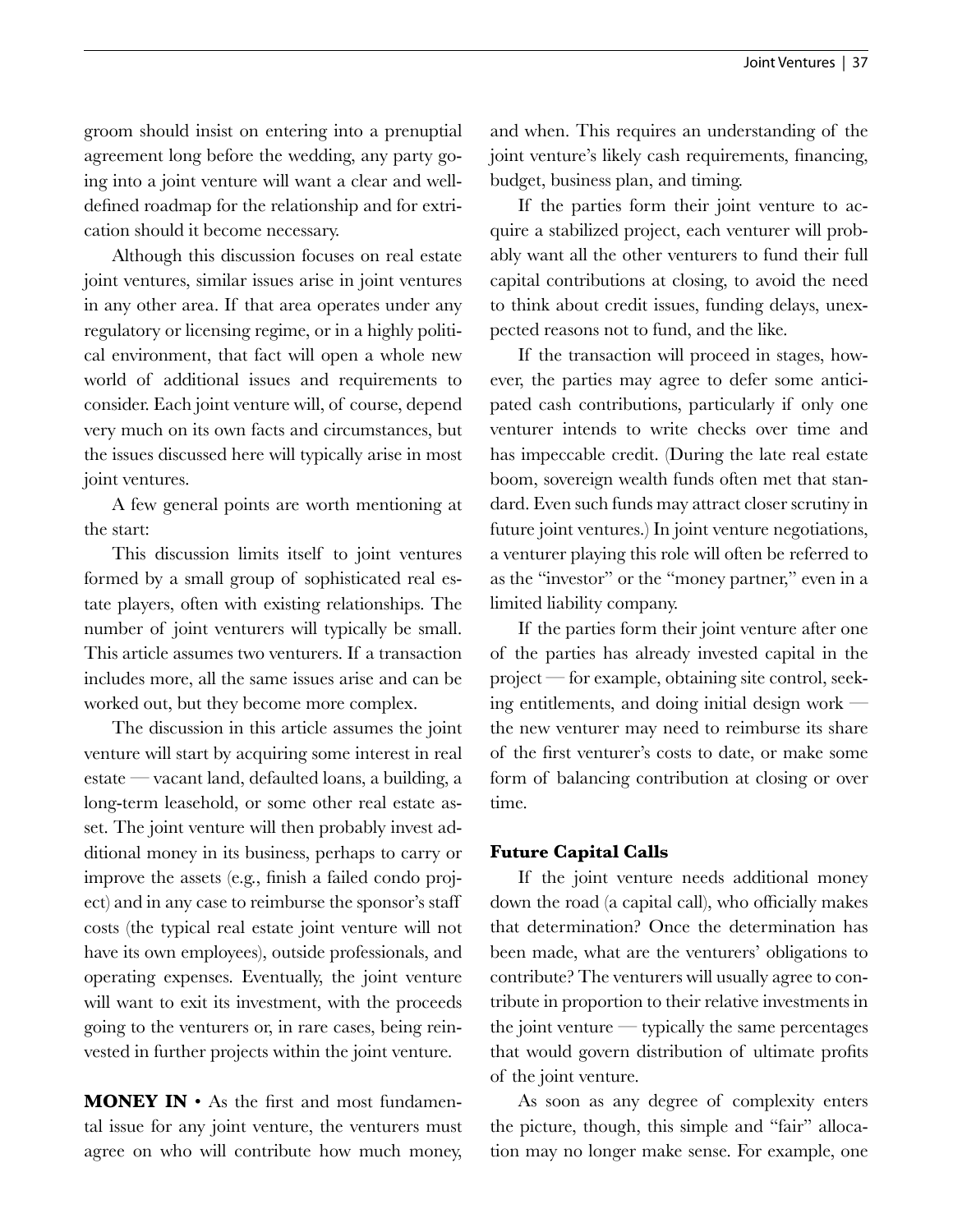groom should insist on entering into a prenuptial agreement long before the wedding, any party going into a joint venture will want a clear and well-defined roadmap for the relationship and for extrication should it become necessary.

Although this discussion focuses on real estate joint ventures, similar issues arise in joint ventures in any other area. If that area operates under any regulatory or licensing regime, or in a highly political environment, that fact will open a whole new world of additional issues and requirements to consider. Each joint venture will, of course, depend very much on its own facts and circumstances, but the issues discussed here will typically arise in most joint ventures.

A few general points are worth mentioning at the start:

This discussion limits itself to joint ventures formed by a small group of sophisticated real estate players, often with existing relationships. The number of joint venturers will typically be small. This article assumes two venturers. If a transaction includes more, all the same issues arise and can be worked out, but they become more complex.

The discussion in this article assumes the joint venture will start by acquiring some interest in real estate — vacant land, defaulted loans, a building, a long-term leasehold, or some other real estate asset. The joint venture will then probably invest additional money in its business, perhaps to carry or improve the assets (e.g., finish a failed condo project) and in any case to reimburse the sponsor's staff costs (the typical real estate joint venture will not have its own employees), outside professionals, and operating expenses. Eventually, the joint venture will want to exit its investment, with the proceeds going to the venturers or, in rare cases, being reinvested in further projects within the joint venture.

**MONEY IN** • As the first and most fundamental issue for any joint venture, the venturers must agree on who will contribute how much money, and when. This requires an understanding of the joint venture's likely cash requirements, financing, budget, business plan, and timing.

If the parties form their joint venture to acquire a stabilized project, each venturer will probably want all the other venturers to fund their full capital contributions at closing, to avoid the need to think about credit issues, funding delays, unexpected reasons not to fund, and the like.

If the transaction will proceed in stages, however, the parties may agree to defer some anticipated cash contributions, particularly if only one venturer intends to write checks over time and has impeccable credit. (During the late real estate boom, sovereign wealth funds often met that standard. Even such funds may attract closer scrutiny in future joint ventures.) In joint venture negotiations, a venturer playing this role will often be referred to as the "investor" or the "money partner," even in a limited liability company.

If the parties form their joint venture after one of the parties has already invested capital in the project — for example, obtaining site control, seeking entitlements, and doing initial design work — the new venturer may need to reimburse its share of the first venturer's costs to date, or make some form of balancing contribution at closing or over time.

### Future Capital Calls

If the joint venture needs additional money down the road (a capital call), who officially makes that determination? Once the determination has been made, what are the venturers' obligations to contribute? The venturers will usually agree to contribute in proportion to their relative investments in the joint venture — typically the same percentages that would govern distribution of ultimate profits of the joint venture.

As soon as any degree of complexity enters the picture, though, this simple and "fair" allocation may no longer make sense. For example, one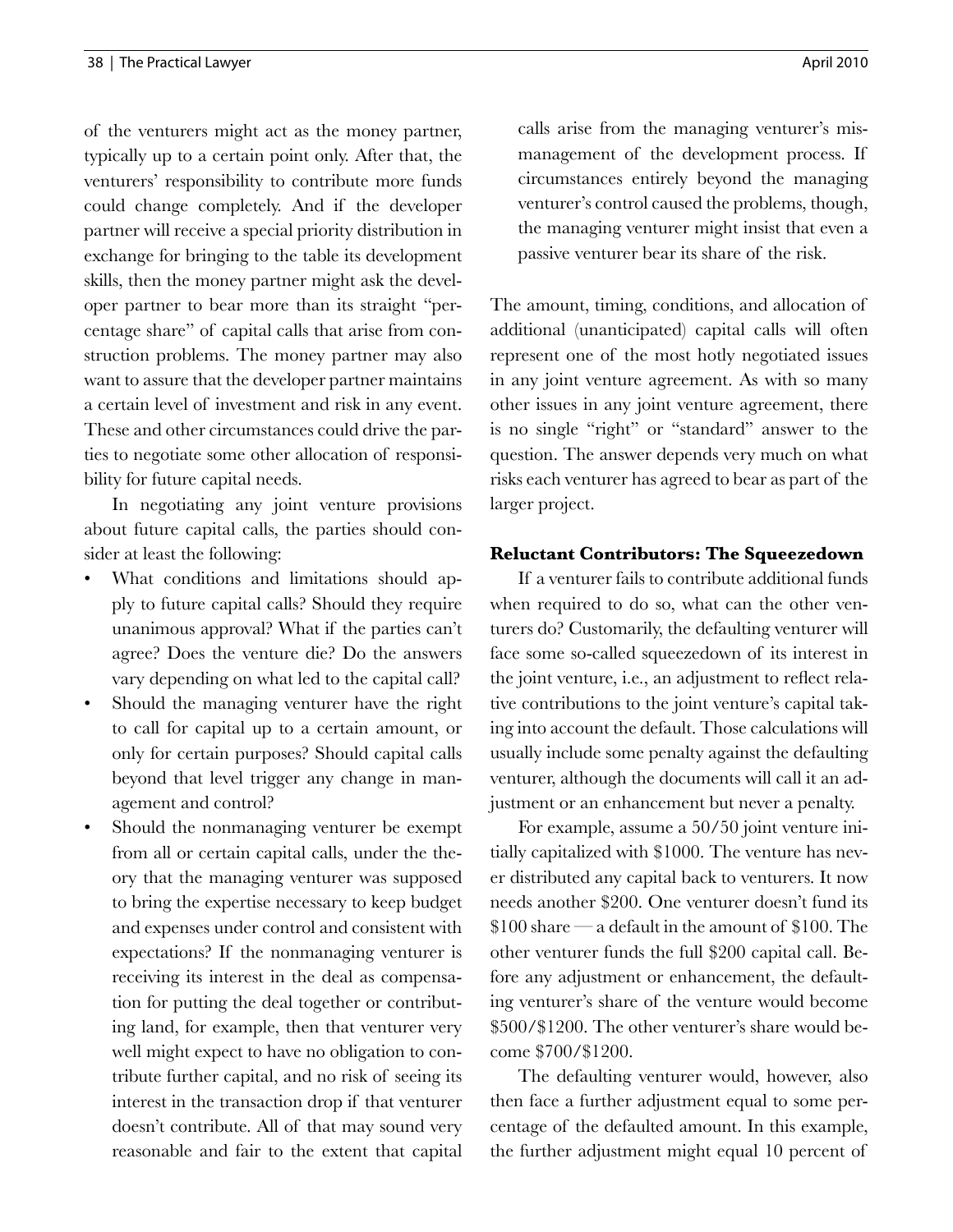of the venturers might act as the money partner, typically up to a certain point only. After that, the venturers' responsibility to contribute more funds could change completely. And if the developer partner will receive a special priority distribution in exchange for bringing to the table its development skills, then the money partner might ask the developer partner to bear more than its straight "percentage share" of capital calls that arise from construction problems. The money partner may also want to assure that the developer partner maintains a certain level of investment and risk in any event. These and other circumstances could drive the parties to negotiate some other allocation of responsibility for future capital needs.

In negotiating any joint venture provisions about future capital calls, the parties should consider at least the following:

- What conditions and limitations should apply to future capital calls? Should they require unanimous approval? What if the parties can't agree? Does the venture die? Do the answers vary depending on what led to the capital call?
- Should the managing venturer have the right to call for capital up to a certain amount, or only for certain purposes? Should capital calls beyond that level trigger any change in management and control?
- Should the nonmanaging venturer be exempt from all or certain capital calls, under the theory that the managing venturer was supposed to bring the expertise necessary to keep budget and expenses under control and consistent with expectations? If the nonmanaging venturer is receiving its interest in the deal as compensation for putting the deal together or contributing land, for example, then that venturer very well might expect to have no obligation to contribute further capital, and no risk of seeing its interest in the transaction drop if that venturer doesn't contribute. All of that may sound very reasonable and fair to the extent that capital calls arise from the managing venturer's mismanagement of the development process. If circumstances entirely beyond the managing venturer's control caused the problems, though, the managing venturer might insist that even a passive venturer bear its share of the risk.

The amount, timing, conditions, and allocation of additional (unanticipated) capital calls will often represent one of the most hotly negotiated issues in any joint venture agreement. As with so many other issues in any joint venture agreement, there is no single "right" or "standard" answer to the question. The answer depends very much on what risks each venturer has agreed to bear as part of the larger project.

### Reluctant Contributors: The Squeezedown

If a venturer fails to contribute additional funds when required to do so, what can the other venturers do? Customarily, the defaulting venturer will face some so-called squeezedown of its interest in the joint venture, i.e., an adjustment to reflect relative contributions to the joint venture's capital taking into account the default. Those calculations will usually include some penalty against the defaulting venturer, although the documents will call it an adjustment or an enhancement but never a penalty.

For example, assume a 50/50 joint venture initially capitalized with $1000. The venture has never distributed any capital back to venturers. It now needs another $200. One venturer doesn't fund its $100 share — a default in the amount of $100. The other venturer funds the full $200 capital call. Before any adjustment or enhancement, the defaulting venturer's share of the venture would become $500/$1200. The other venturer's share would become $700/$1200.

The defaulting venturer would, however, also then face a further adjustment equal to some percentage of the defaulted amount. In this example, the further adjustment might equal 10 percent of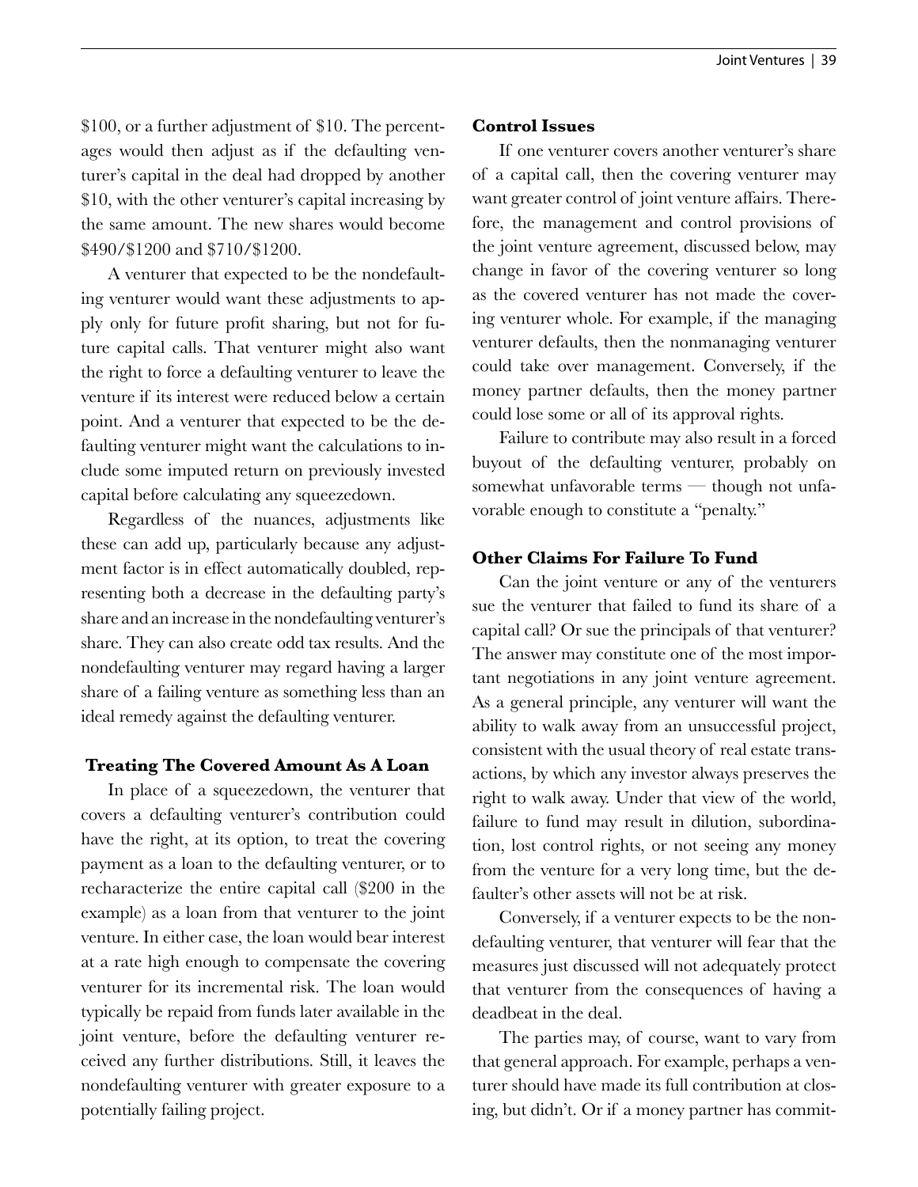$100, or a further adjustment of $10. The percentages would then adjust as if the defaulting venturer's capital in the deal had dropped by another $10, with the other venturer's capital increasing by the same amount. The new shares would become $490/$1200 and $710/$1200.

A venturer that expected to be the nondefaulting venturer would want these adjustments to apply only for future profit sharing, but not for future capital calls. That venturer might also want the right to force a defaulting venturer to leave the venture if its interest were reduced below a certain point. And a venturer that expected to be the defaulting venturer might want the calculations to include some imputed return on previously invested capital before calculating any squeezedown.

Regardless of the nuances, adjustments like these can add up, particularly because any adjustment factor is in effect automatically doubled, representing both a decrease in the defaulting party's share and an increase in the nondefaulting venturer's share. They can also create odd tax results. And the nondefaulting venturer may regard having a larger share of a failing venture as something less than an ideal remedy against the defaulting venturer.

### Treating The Covered Amount As A Loan

In place of a squeezedown, the venturer that covers a defaulting venturer's contribution could have the right, at its option, to treat the covering payment as a loan to the defaulting venturer, or to recharacterize the entire capital call ($200 in the example) as a loan from that venturer to the joint venture. In either case, the loan would bear interest at a rate high enough to compensate the covering venturer for its incremental risk. The loan would typically be repaid from funds later available in the joint venture, before the defaulting venturer received any further distributions. Still, it leaves the nondefaulting venturer with greater exposure to a potentially failing project.

### Control Issues

If one venturer covers another venturer's share of a capital call, then the covering venturer may want greater control of joint venture affairs. Therefore, the management and control provisions of the joint venture agreement, discussed below, may change in favor of the covering venturer so long as the covered venturer has not made the covering venturer whole. For example, if the managing venturer defaults, then the nonmanaging venturer could take over management. Conversely, if the money partner defaults, then the money partner could lose some or all of its approval rights.

Failure to contribute may also result in a forced buyout of the defaulting venturer, probably on somewhat unfavorable terms — though not unfavorable enough to constitute a "penalty."

### Other Claims For Failure To Fund

Can the joint venture or any of the venturers sue the venturer that failed to fund its share of a capital call? Or sue the principals of that venturer? The answer may constitute one of the most important negotiations in any joint venture agreement. As a general principle, any venturer will want the ability to walk away from an unsuccessful project, consistent with the usual theory of real estate transactions, by which any investor always preserves the right to walk away. Under that view of the world, failure to fund may result in dilution, subordination, lost control rights, or not seeing any money from the venture for a very long time, but the defaulter's other assets will not be at risk.

Conversely, if a venturer expects to be the nondefaulting venturer, that venturer will fear that the measures just discussed will not adequately protect that venturer from the consequences of having a deadbeat in the deal.

The parties may, of course, want to vary from that general approach. For example, perhaps a venturer should have made its full contribution at closing, but didn't. Or if a money partner has commit-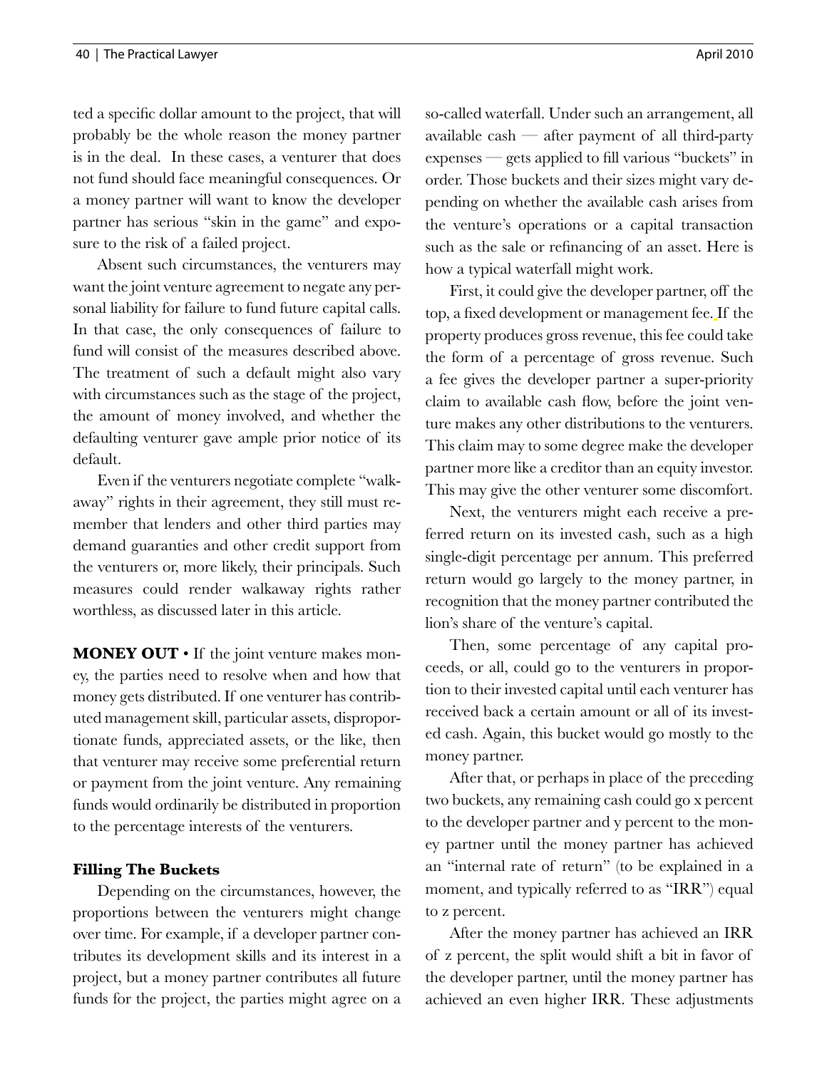ted a specific dollar amount to the project, that will probably be the whole reason the money partner is in the deal. In these cases, a venturer that does not fund should face meaningful consequences. Or a money partner will want to know the developer partner has serious "skin in the game" and exposure to the risk of a failed project.

Absent such circumstances, the venturers may want the joint venture agreement to negate any personal liability for failure to fund future capital calls. In that case, the only consequences of failure to fund will consist of the measures described above. The treatment of such a default might also vary with circumstances such as the stage of the project, the amount of money involved, and whether the defaulting venturer gave ample prior notice of its default.

Even if the venturers negotiate complete "walkaway" rights in their agreement, they still must remember that lenders and other third parties may demand guaranties and other credit support from the venturers or, more likely, their principals. Such measures could render walkaway rights rather worthless, as discussed later in this article.

**MONEY OUT** • If the joint venture makes money, the parties need to resolve when and how that money gets distributed. If one venturer has contributed management skill, particular assets, disproportionate funds, appreciated assets, or the like, then that venturer may receive some preferential return or payment from the joint venture. Any remaining funds would ordinarily be distributed in proportion to the percentage interests of the venturers.

### Filling The Buckets

Depending on the circumstances, however, the proportions between the venturers might change over time. For example, if a developer partner contributes its development skills and its interest in a project, but a money partner contributes all future funds for the project, the parties might agree on a so-called waterfall. Under such an arrangement, all available cash — after payment of all third-party expenses — gets applied to fill various "buckets" in order. Those buckets and their sizes might vary depending on whether the available cash arises from the venture's operations or a capital transaction such as the sale or refinancing of an asset. Here is how a typical waterfall might work.

First, it could give the developer partner, off the top, a fixed development or management fee. If the property produces gross revenue, this fee could take the form of a percentage of gross revenue. Such a fee gives the developer partner a super-priority claim to available cash flow, before the joint venture makes any other distributions to the venturers. This claim may to some degree make the developer partner more like a creditor than an equity investor. This may give the other venturer some discomfort.

Next, the venturers might each receive a preferred return on its invested cash, such as a high single-digit percentage per annum. This preferred return would go largely to the money partner, in recognition that the money partner contributed the lion's share of the venture's capital.

Then, some percentage of any capital proceeds, or all, could go to the venturers in proportion to their invested capital until each venturer has received back a certain amount or all of its invested cash. Again, this bucket would go mostly to the money partner.

After that, or perhaps in place of the preceding two buckets, any remaining cash could go x percent to the developer partner and y percent to the money partner until the money partner has achieved an "internal rate of return" (to be explained in a moment, and typically referred to as "IRR") equal to z percent.

After the money partner has achieved an IRR of z percent, the split would shift a bit in favor of the developer partner, until the money partner has achieved an even higher IRR. These adjustments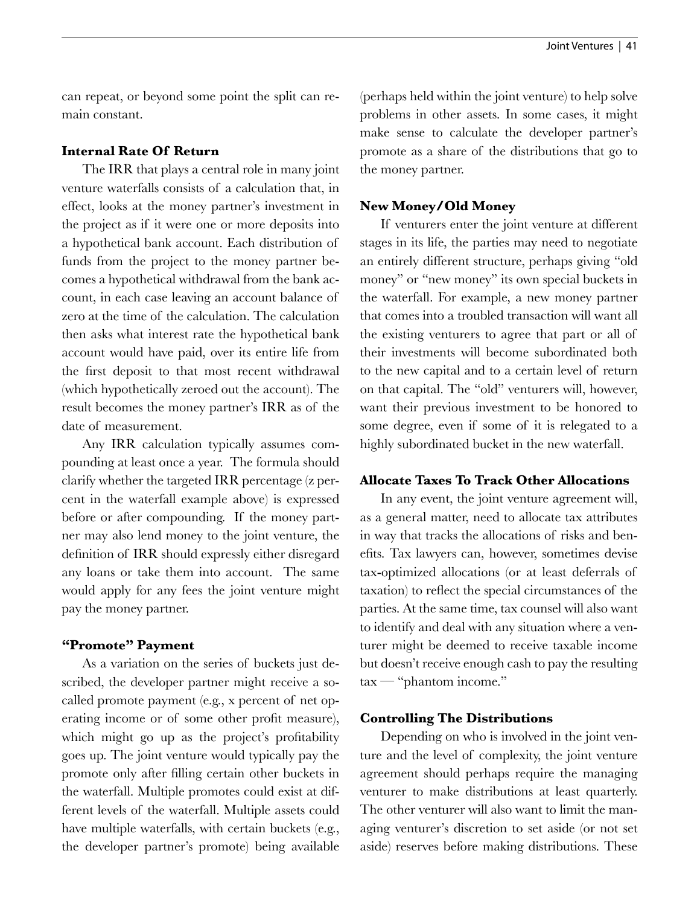can repeat, or beyond some point the split can remain constant.

### Internal Rate Of Return

The IRR that plays a central role in many joint venture waterfalls consists of a calculation that, in effect, looks at the money partner's investment in the project as if it were one or more deposits into a hypothetical bank account. Each distribution of funds from the project to the money partner becomes a hypothetical withdrawal from the bank account, in each case leaving an account balance of zero at the time of the calculation. The calculation then asks what interest rate the hypothetical bank account would have paid, over its entire life from the first deposit to that most recent withdrawal (which hypothetically zeroed out the account). The result becomes the money partner's IRR as of the date of measurement.

Any IRR calculation typically assumes compounding at least once a year. The formula should clarify whether the targeted IRR percentage (z percent in the waterfall example above) is expressed before or after compounding. If the money partner may also lend money to the joint venture, the definition of IRR should expressly either disregard any loans or take them into account. The same would apply for any fees the joint venture might pay the money partner.

### "Promote" Payment

As a variation on the series of buckets just described, the developer partner might receive a so-called promote payment (e.g., x percent of net operating income or of some other profit measure), which might go up as the project's profitability goes up. The joint venture would typically pay the promote only after filling certain other buckets in the waterfall. Multiple promotes could exist at different levels of the waterfall. Multiple assets could have multiple waterfalls, with certain buckets (e.g., the developer partner's promote) being available (perhaps held within the joint venture) to help solve problems in other assets. In some cases, it might make sense to calculate the developer partner's promote as a share of the distributions that go to the money partner.

### New Money/Old Money

If venturers enter the joint venture at different stages in its life, the parties may need to negotiate an entirely different structure, perhaps giving "old money" or "new money" its own special buckets in the waterfall. For example, a new money partner that comes into a troubled transaction will want all the existing venturers to agree that part or all of their investments will become subordinated both to the new capital and to a certain level of return on that capital. The "old" venturers will, however, want their previous investment to be honored to some degree, even if some of it is relegated to a highly subordinated bucket in the new waterfall.

### Allocate Taxes To Track Other Allocations

In any event, the joint venture agreement will, as a general matter, need to allocate tax attributes in way that tracks the allocations of risks and benefits. Tax lawyers can, however, sometimes devise tax-optimized allocations (or at least deferrals of taxation) to reflect the special circumstances of the parties. At the same time, tax counsel will also want to identify and deal with any situation where a venturer might be deemed to receive taxable income but doesn't receive enough cash to pay the resulting tax — "phantom income."

### Controlling The Distributions

Depending on who is involved in the joint venture and the level of complexity, the joint venture agreement should perhaps require the managing venturer to make distributions at least quarterly. The other venturer will also want to limit the managing venturer's discretion to set aside (or not set aside) reserves before making distributions. These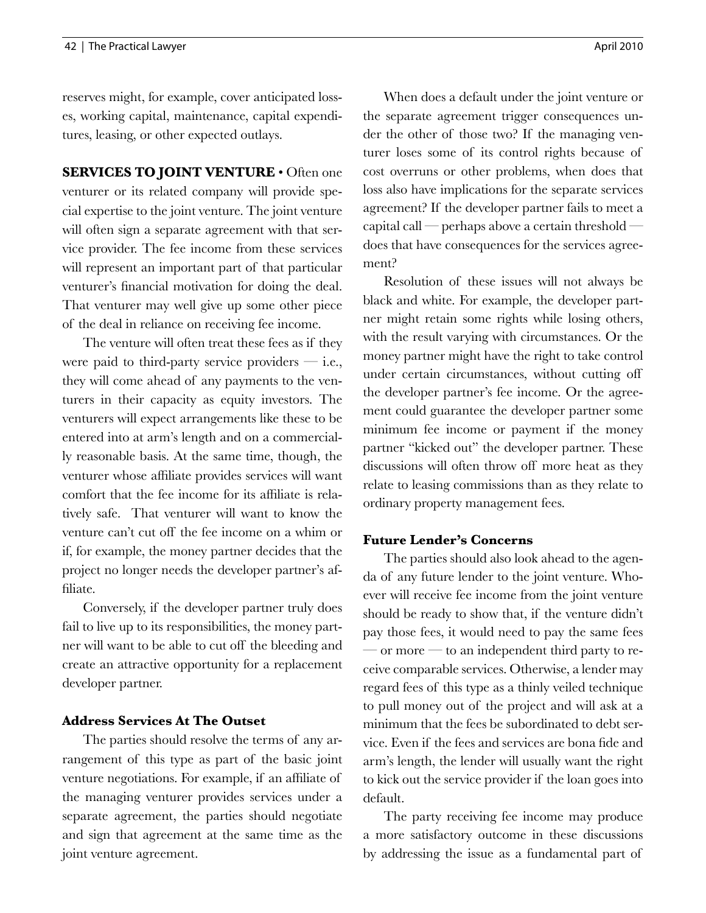reserves might, for example, cover anticipated losses, working capital, maintenance, capital expenditures, leasing, or other expected outlays.

**SERVICES TO JOINT VENTURE** • Often one venturer or its related company will provide special expertise to the joint venture. The joint venture will often sign a separate agreement with that service provider. The fee income from these services will represent an important part of that particular venturer's financial motivation for doing the deal. That venturer may well give up some other piece of the deal in reliance on receiving fee income.

The venture will often treat these fees as if they were paid to third-party service providers — i.e., they will come ahead of any payments to the venturers in their capacity as equity investors. The venturers will expect arrangements like these to be entered into at arm's length and on a commercially reasonable basis. At the same time, though, the venturer whose affiliate provides services will want comfort that the fee income for its affiliate is relatively safe. That venturer will want to know the venture can't cut off the fee income on a whim or if, for example, the money partner decides that the project no longer needs the developer partner's affiliate.

Conversely, if the developer partner truly does fail to live up to its responsibilities, the money partner will want to be able to cut off the bleeding and create an attractive opportunity for a replacement developer partner.

### Address Services At The Outset

The parties should resolve the terms of any arrangement of this type as part of the basic joint venture negotiations. For example, if an affiliate of the managing venturer provides services under a separate agreement, the parties should negotiate and sign that agreement at the same time as the joint venture agreement.

When does a default under the joint venture or the separate agreement trigger consequences under the other of those two? If the managing venturer loses some of its control rights because of cost overruns or other problems, when does that loss also have implications for the separate services agreement? If the developer partner fails to meet a capital call — perhaps above a certain threshold — does that have consequences for the services agreement?

Resolution of these issues will not always be black and white. For example, the developer partner might retain some rights while losing others, with the result varying with circumstances. Or the money partner might have the right to take control under certain circumstances, without cutting off the developer partner's fee income. Or the agreement could guarantee the developer partner some minimum fee income or payment if the money partner "kicked out" the developer partner. These discussions will often throw off more heat as they relate to leasing commissions than as they relate to ordinary property management fees.

### Future Lender's Concerns

The parties should also look ahead to the agenda of any future lender to the joint venture. Whoever will receive fee income from the joint venture should be ready to show that, if the venture didn't pay those fees, it would need to pay the same fees — or more — to an independent third party to receive comparable services. Otherwise, a lender may regard fees of this type as a thinly veiled technique to pull money out of the project and will ask at a minimum that the fees be subordinated to debt service. Even if the fees and services are bona fide and arm's length, the lender will usually want the right to kick out the service provider if the loan goes into default.

The party receiving fee income may produce a more satisfactory outcome in these discussions by addressing the issue as a fundamental part of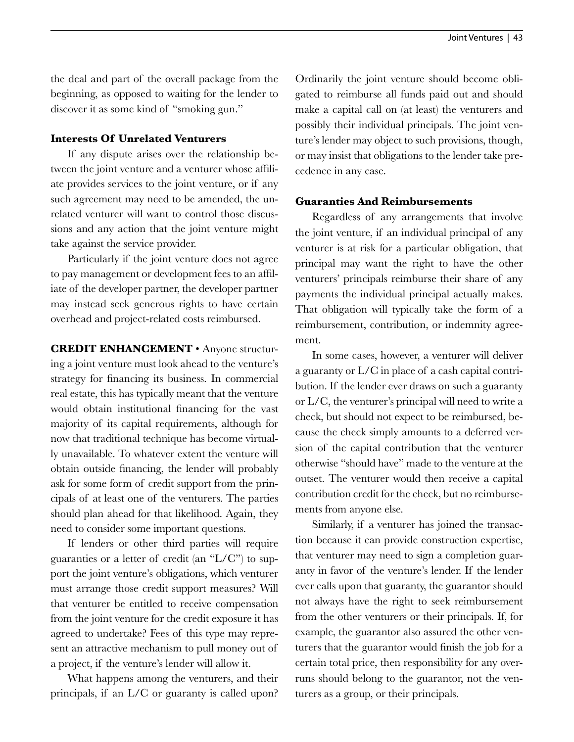the deal and part of the overall package from the beginning, as opposed to waiting for the lender to discover it as some kind of "smoking gun."

### Interests Of Unrelated Venturers

If any dispute arises over the relationship between the joint venture and a venturer whose affiliate provides services to the joint venture, or if any such agreement may need to be amended, the unrelated venturer will want to control those discussions and any action that the joint venture might take against the service provider.

Particularly if the joint venture does not agree to pay management or development fees to an affiliate of the developer partner, the developer partner may instead seek generous rights to have certain overhead and project-related costs reimbursed.

**CREDIT ENHANCEMENT** • Anyone structuring a joint venture must look ahead to the venture's strategy for financing its business. In commercial real estate, this has typically meant that the venture would obtain institutional financing for the vast majority of its capital requirements, although for now that traditional technique has become virtually unavailable. To whatever extent the venture will obtain outside financing, the lender will probably ask for some form of credit support from the principals of at least one of the venturers. The parties should plan ahead for that likelihood. Again, they need to consider some important questions.

If lenders or other third parties will require guaranties or a letter of credit (an "L/C") to support the joint venture's obligations, which venturer must arrange those credit support measures? Will that venturer be entitled to receive compensation from the joint venture for the credit exposure it has agreed to undertake? Fees of this type may represent an attractive mechanism to pull money out of a project, if the venture's lender will allow it.

What happens among the venturers, and their principals, if an L/C or guaranty is called upon? Ordinarily the joint venture should become obligated to reimburse all funds paid out and should make a capital call on (at least) the venturers and possibly their individual principals. The joint venture's lender may object to such provisions, though, or may insist that obligations to the lender take precedence in any case.

### Guaranties And Reimbursements

Regardless of any arrangements that involve the joint venture, if an individual principal of any venturer is at risk for a particular obligation, that principal may want the right to have the other venturers' principals reimburse their share of any payments the individual principal actually makes. That obligation will typically take the form of a reimbursement, contribution, or indemnity agreement.

In some cases, however, a venturer will deliver a guaranty or L/C in place of a cash capital contribution. If the lender ever draws on such a guaranty or L/C, the venturer's principal will need to write a check, but should not expect to be reimbursed, because the check simply amounts to a deferred version of the capital contribution that the venturer otherwise "should have" made to the venture at the outset. The venturer would then receive a capital contribution credit for the check, but no reimbursements from anyone else.

Similarly, if a venturer has joined the transaction because it can provide construction expertise, that venturer may need to sign a completion guaranty in favor of the venture's lender. If the lender ever calls upon that guaranty, the guarantor should not always have the right to seek reimbursement from the other venturers or their principals. If, for example, the guarantor also assured the other venturers that the guarantor would finish the job for a certain total price, then responsibility for any overruns should belong to the guarantor, not the venturers as a group, or their principals.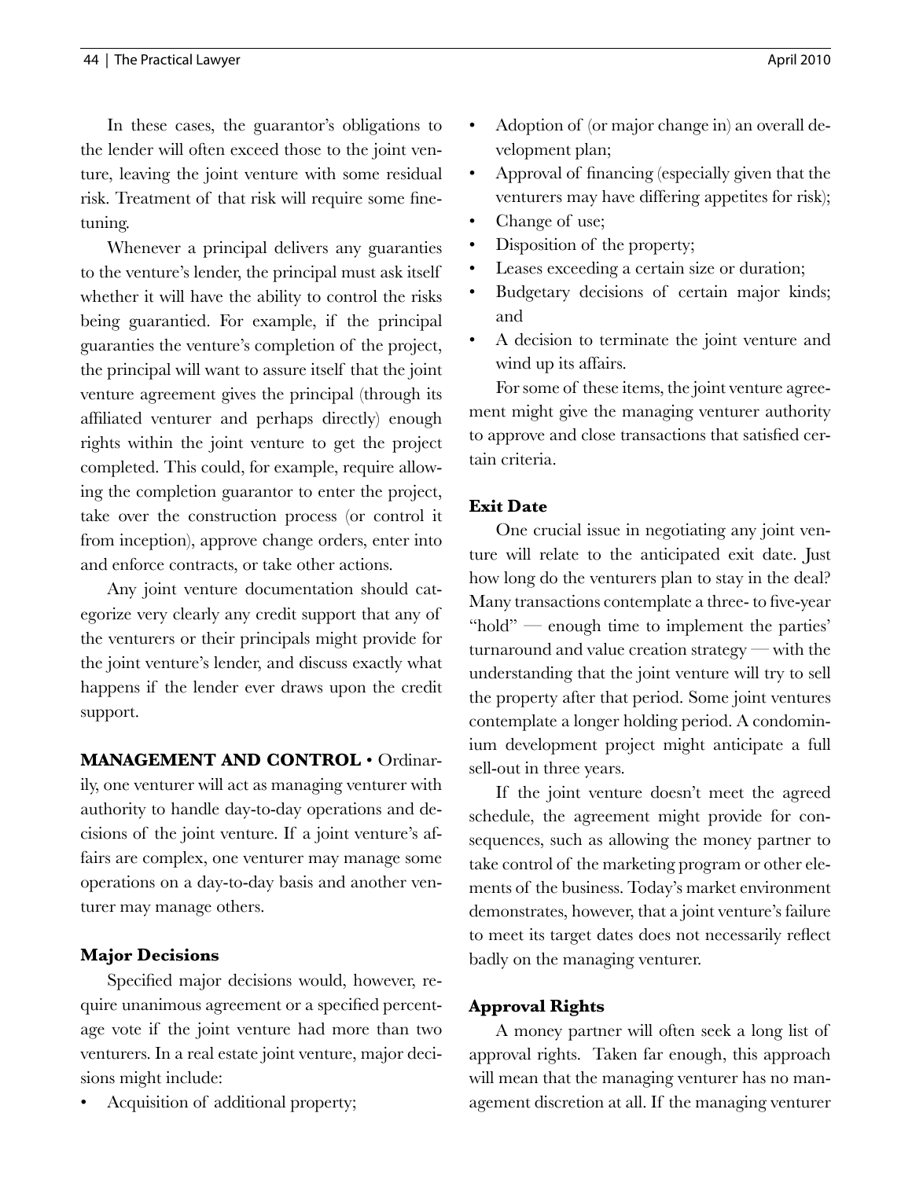In these cases, the guarantor's obligations to the lender will often exceed those to the joint venture, leaving the joint venture with some residual risk. Treatment of that risk will require some fine-tuning.

Whenever a principal delivers any guaranties to the venture's lender, the principal must ask itself whether it will have the ability to control the risks being guarantied. For example, if the principal guaranties the venture's completion of the project, the principal will want to assure itself that the joint venture agreement gives the principal (through its affiliated venturer and perhaps directly) enough rights within the joint venture to get the project completed. This could, for example, require allowing the completion guarantor to enter the project, take over the construction process (or control it from inception), approve change orders, enter into and enforce contracts, or take other actions.

Any joint venture documentation should categorize very clearly any credit support that any of the venturers or their principals might provide for the joint venture's lender, and discuss exactly what happens if the lender ever draws upon the credit support.

**MANAGEMENT AND CONTROL** • Ordinarily, one venturer will act as managing venturer with authority to handle day-to-day operations and decisions of the joint venture. If a joint venture's affairs are complex, one venturer may manage some operations on a day-to-day basis and another venturer may manage others.

### Major Decisions

Specified major decisions would, however, require unanimous agreement or a specified percentage vote if the joint venture had more than two venturers. In a real estate joint venture, major decisions might include:

- Acquisition of additional property;
- Adoption of (or major change in) an overall development plan;
- Approval of financing (especially given that the venturers may have differing appetites for risk);
- Change of use;
- Disposition of the property;
- Leases exceeding a certain size or duration;
- Budgetary decisions of certain major kinds; and
- A decision to terminate the joint venture and wind up its affairs.

For some of these items, the joint venture agreement might give the managing venturer authority to approve and close transactions that satisfied certain criteria.

### Exit Date

One crucial issue in negotiating any joint venture will relate to the anticipated exit date. Just how long do the venturers plan to stay in the deal? Many transactions contemplate a three- to five-year "hold" — enough time to implement the parties' turnaround and value creation strategy — with the understanding that the joint venture will try to sell the property after that period. Some joint ventures contemplate a longer holding period. A condominium development project might anticipate a full sell-out in three years.

If the joint venture doesn't meet the agreed schedule, the agreement might provide for consequences, such as allowing the money partner to take control of the marketing program or other elements of the business. Today's market environment demonstrates, however, that a joint venture's failure to meet its target dates does not necessarily reflect badly on the managing venturer.

### Approval Rights

A money partner will often seek a long list of approval rights. Taken far enough, this approach will mean that the managing venturer has no management discretion at all. If the managing venturer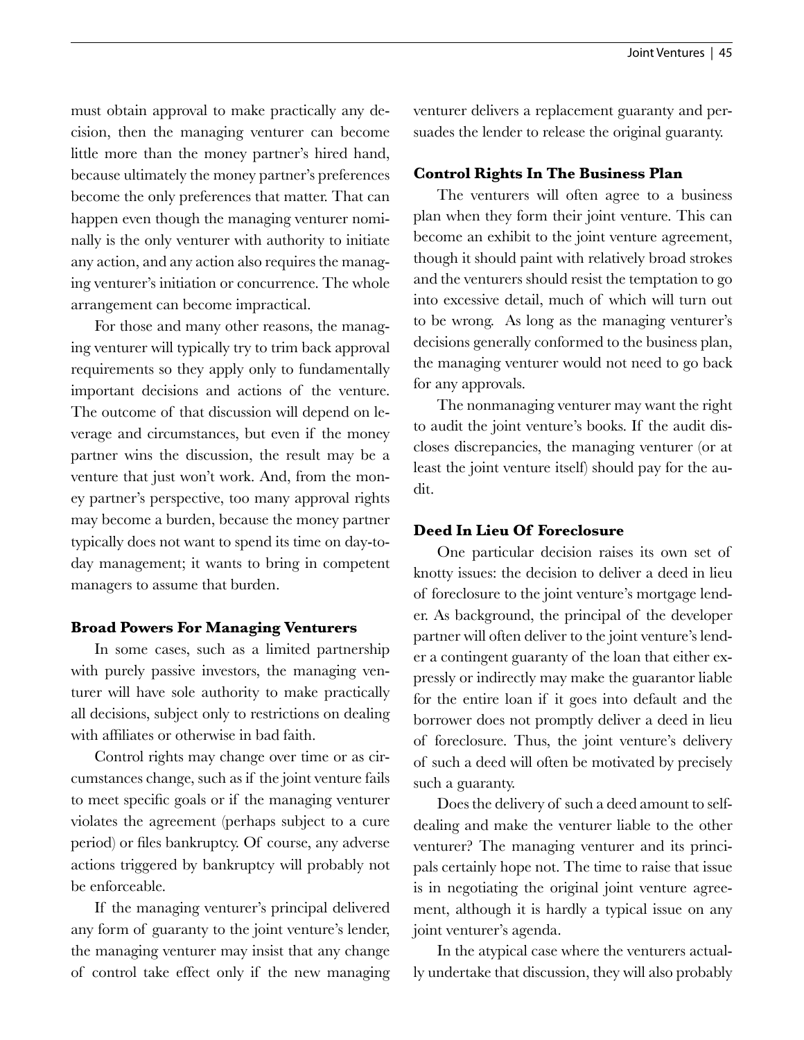must obtain approval to make practically any decision, then the managing venturer can become little more than the money partner's hired hand, because ultimately the money partner's preferences become the only preferences that matter. That can happen even though the managing venturer nominally is the only venturer with authority to initiate any action, and any action also requires the managing venturer's initiation or concurrence. The whole arrangement can become impractical.

For those and many other reasons, the managing venturer will typically try to trim back approval requirements so they apply only to fundamentally important decisions and actions of the venture. The outcome of that discussion will depend on leverage and circumstances, but even if the money partner wins the discussion, the result may be a venture that just won't work. And, from the money partner's perspective, too many approval rights may become a burden, because the money partner typically does not want to spend its time on day-to-day management; it wants to bring in competent managers to assume that burden.

### Broad Powers For Managing Venturers

In some cases, such as a limited partnership with purely passive investors, the managing venturer will have sole authority to make practically all decisions, subject only to restrictions on dealing with affiliates or otherwise in bad faith.

Control rights may change over time or as circumstances change, such as if the joint venture fails to meet specific goals or if the managing venturer violates the agreement (perhaps subject to a cure period) or files bankruptcy. Of course, any adverse actions triggered by bankruptcy will probably not be enforceable.

If the managing venturer's principal delivered any form of guaranty to the joint venture's lender, the managing venturer may insist that any change of control take effect only if the new managing venturer delivers a replacement guaranty and persuades the lender to release the original guaranty.

### Control Rights In The Business Plan

The venturers will often agree to a business plan when they form their joint venture. This can become an exhibit to the joint venture agreement, though it should paint with relatively broad strokes and the venturers should resist the temptation to go into excessive detail, much of which will turn out to be wrong. As long as the managing venturer's decisions generally conformed to the business plan, the managing venturer would not need to go back for any approvals.

The nonmanaging venturer may want the right to audit the joint venture's books. If the audit discloses discrepancies, the managing venturer (or at least the joint venture itself) should pay for the audit.

### Deed In Lieu Of Foreclosure

One particular decision raises its own set of knotty issues: the decision to deliver a deed in lieu of foreclosure to the joint venture's mortgage lender. As background, the principal of the developer partner will often deliver to the joint venture's lender a contingent guaranty of the loan that either expressly or indirectly may make the guarantor liable for the entire loan if it goes into default and the borrower does not promptly deliver a deed in lieu of foreclosure. Thus, the joint venture's delivery of such a deed will often be motivated by precisely such a guaranty.

Does the delivery of such a deed amount to self-dealing and make the venturer liable to the other venturer? The managing venturer and its principals certainly hope not. The time to raise that issue is in negotiating the original joint venture agreement, although it is hardly a typical issue on any joint venturer's agenda.

In the atypical case where the venturers actually undertake that discussion, they will also probably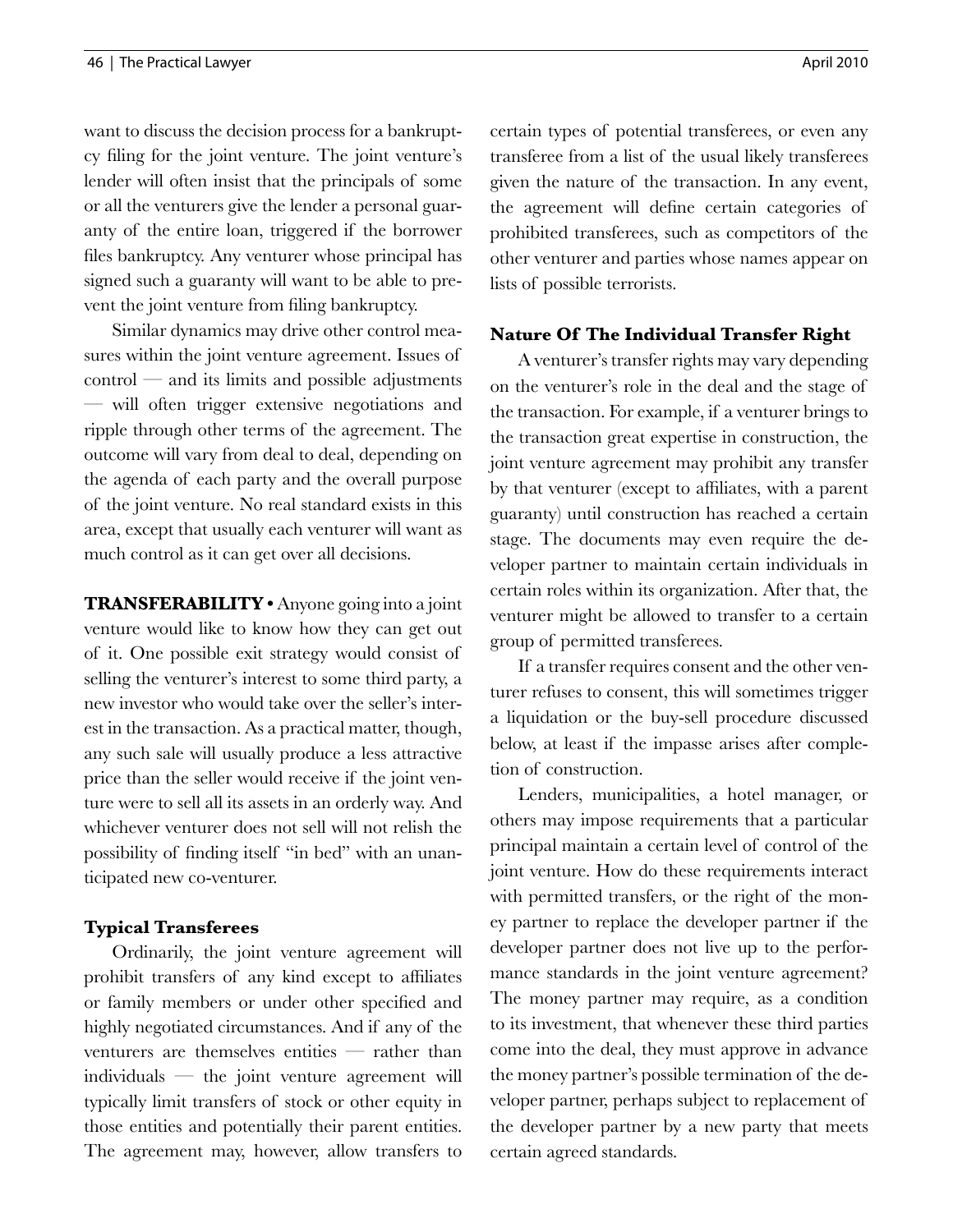want to discuss the decision process for a bankruptcy filing for the joint venture. The joint venture's lender will often insist that the principals of some or all the venturers give the lender a personal guaranty of the entire loan, triggered if the borrower files bankruptcy. Any venturer whose principal has signed such a guaranty will want to be able to prevent the joint venture from filing bankruptcy.

Similar dynamics may drive other control measures within the joint venture agreement. Issues of control — and its limits and possible adjustments — will often trigger extensive negotiations and ripple through other terms of the agreement. The outcome will vary from deal to deal, depending on the agenda of each party and the overall purpose of the joint venture. No real standard exists in this area, except that usually each venturer will want as much control as it can get over all decisions.

**TRANSFERABILITY** • Anyone going into a joint venture would like to know how they can get out of it. One possible exit strategy would consist of selling the venturer's interest to some third party, a new investor who would take over the seller's interest in the transaction. As a practical matter, though, any such sale will usually produce a less attractive price than the seller would receive if the joint venture were to sell all its assets in an orderly way. And whichever venturer does not sell will not relish the possibility of finding itself "in bed" with an unanticipated new co-venturer.

### Typical Transferees

Ordinarily, the joint venture agreement will prohibit transfers of any kind except to affiliates or family members or under other specified and highly negotiated circumstances. And if any of the venturers are themselves entities — rather than individuals — the joint venture agreement will typically limit transfers of stock or other equity in those entities and potentially their parent entities. The agreement may, however, allow transfers to certain types of potential transferees, or even any transferee from a list of the usual likely transferees given the nature of the transaction. In any event, the agreement will define certain categories of prohibited transferees, such as competitors of the other venturer and parties whose names appear on lists of possible terrorists.

### Nature Of The Individual Transfer Right

A venturer's transfer rights may vary depending on the venturer's role in the deal and the stage of the transaction. For example, if a venturer brings to the transaction great expertise in construction, the joint venture agreement may prohibit any transfer by that venturer (except to affiliates, with a parent guaranty) until construction has reached a certain stage. The documents may even require the developer partner to maintain certain individuals in certain roles within its organization. After that, the venturer might be allowed to transfer to a certain group of permitted transferees.

If a transfer requires consent and the other venturer refuses to consent, this will sometimes trigger a liquidation or the buy-sell procedure discussed below, at least if the impasse arises after completion of construction.

Lenders, municipalities, a hotel manager, or others may impose requirements that a particular principal maintain a certain level of control of the joint venture. How do these requirements interact with permitted transfers, or the right of the money partner to replace the developer partner if the developer partner does not live up to the performance standards in the joint venture agreement? The money partner may require, as a condition to its investment, that whenever these third parties come into the deal, they must approve in advance the money partner's possible termination of the developer partner, perhaps subject to replacement of the developer partner by a new party that meets certain agreed standards.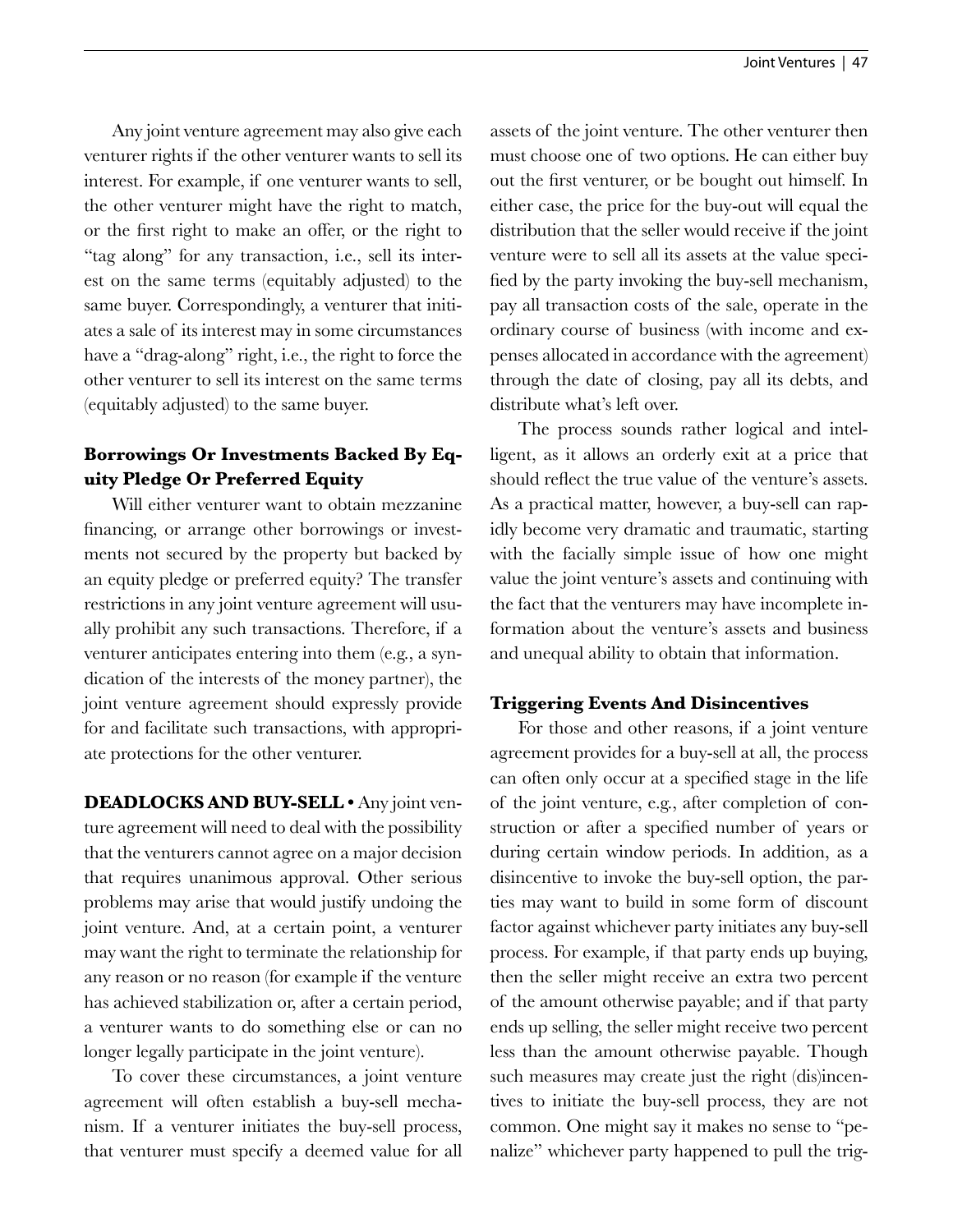Any joint venture agreement may also give each venturer rights if the other venturer wants to sell its interest. For example, if one venturer wants to sell, the other venturer might have the right to match, or the first right to make an offer, or the right to "tag along" for any transaction, i.e., sell its interest on the same terms (equitably adjusted) to the same buyer. Correspondingly, a venturer that initiates a sale of its interest may in some circumstances have a "drag-along" right, i.e., the right to force the other venturer to sell its interest on the same terms (equitably adjusted) to the same buyer.

### Borrowings Or Investments Backed By Equity Pledge Or Preferred Equity

Will either venturer want to obtain mezzanine financing, or arrange other borrowings or investments not secured by the property but backed by an equity pledge or preferred equity? The transfer restrictions in any joint venture agreement will usually prohibit any such transactions. Therefore, if a venturer anticipates entering into them (e.g., a syndication of the interests of the money partner), the joint venture agreement should expressly provide for and facilitate such transactions, with appropriate protections for the other venturer.

**DEADLOCKS AND BUY-SELL •** Any joint venture agreement will need to deal with the possibility that the venturers cannot agree on a major decision that requires unanimous approval. Other serious problems may arise that would justify undoing the joint venture. And, at a certain point, a venturer may want the right to terminate the relationship for any reason or no reason (for example if the venture has achieved stabilization or, after a certain period, a venturer wants to do something else or can no longer legally participate in the joint venture).

To cover these circumstances, a joint venture agreement will often establish a buy-sell mechanism. If a venturer initiates the buy-sell process, that venturer must specify a deemed value for all assets of the joint venture. The other venturer then must choose one of two options. He can either buy out the first venturer, or be bought out himself. In either case, the price for the buy-out will equal the distribution that the seller would receive if the joint venture were to sell all its assets at the value specified by the party invoking the buy-sell mechanism, pay all transaction costs of the sale, operate in the ordinary course of business (with income and expenses allocated in accordance with the agreement) through the date of closing, pay all its debts, and distribute what's left over.

The process sounds rather logical and intelligent, as it allows an orderly exit at a price that should reflect the true value of the venture's assets. As a practical matter, however, a buy-sell can rapidly become very dramatic and traumatic, starting with the facially simple issue of how one might value the joint venture's assets and continuing with the fact that the venturers may have incomplete information about the venture's assets and business and unequal ability to obtain that information.

### Triggering Events And Disincentives

For those and other reasons, if a joint venture agreement provides for a buy-sell at all, the process can often only occur at a specified stage in the life of the joint venture, e.g., after completion of construction or after a specified number of years or during certain window periods. In addition, as a disincentive to invoke the buy-sell option, the parties may want to build in some form of discount factor against whichever party initiates any buy-sell process. For example, if that party ends up buying, then the seller might receive an extra two percent of the amount otherwise payable; and if that party ends up selling, the seller might receive two percent less than the amount otherwise payable. Though such measures may create just the right (dis)incentives to initiate the buy-sell process, they are not common. One might say it makes no sense to "penalize" whichever party happened to pull the trig-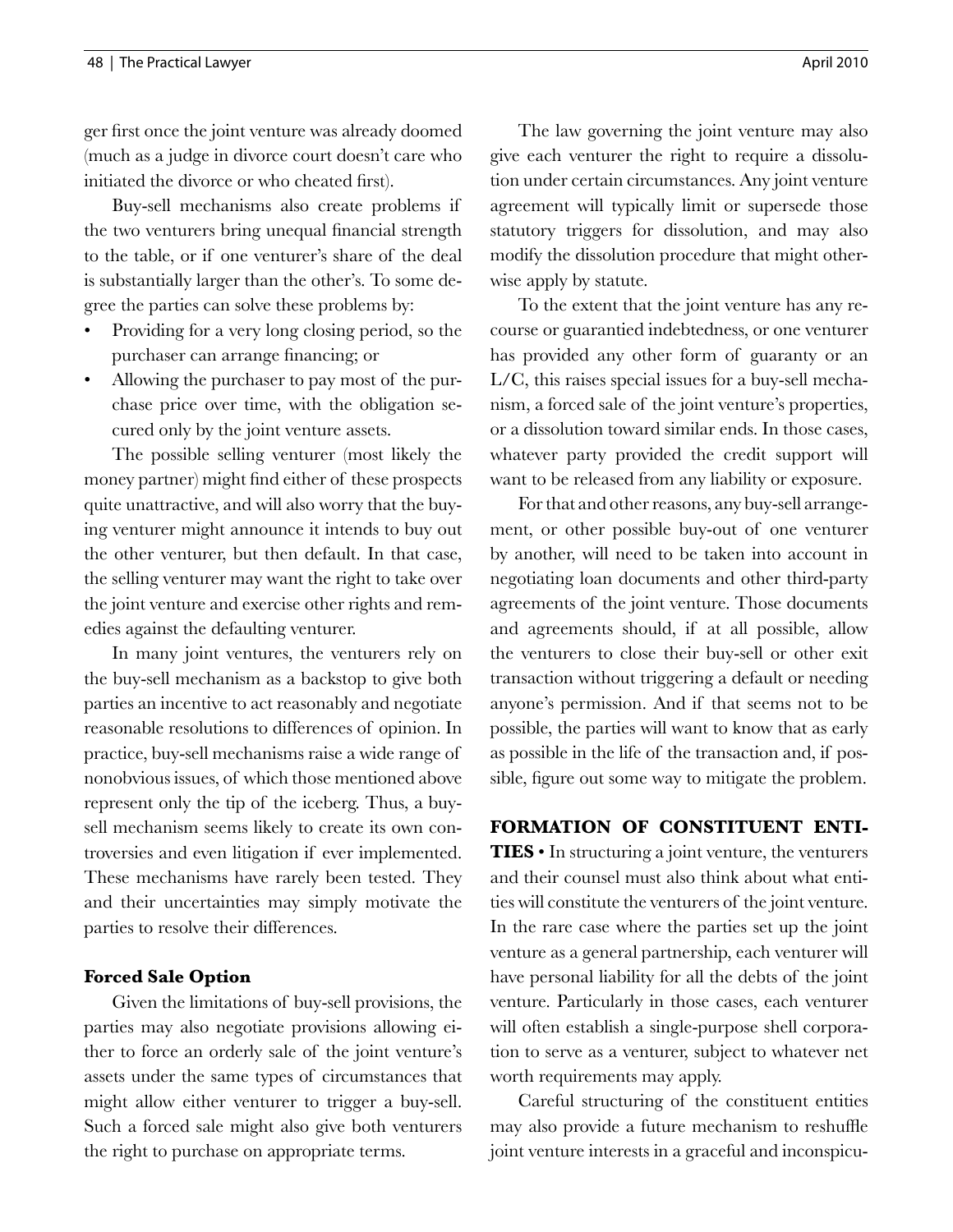ger first once the joint venture was already doomed (much as a judge in divorce court doesn't care who initiated the divorce or who cheated first).

Buy-sell mechanisms also create problems if the two venturers bring unequal financial strength to the table, or if one venturer's share of the deal is substantially larger than the other's. To some degree the parties can solve these problems by:

- Providing for a very long closing period, so the purchaser can arrange financing; or
- Allowing the purchaser to pay most of the purchase price over time, with the obligation secured only by the joint venture assets.

The possible selling venturer (most likely the money partner) might find either of these prospects quite unattractive, and will also worry that the buying venturer might announce it intends to buy out the other venturer, but then default. In that case, the selling venturer may want the right to take over the joint venture and exercise other rights and remedies against the defaulting venturer.

In many joint ventures, the venturers rely on the buy-sell mechanism as a backstop to give both parties an incentive to act reasonably and negotiate reasonable resolutions to differences of opinion. In practice, buy-sell mechanisms raise a wide range of nonobvious issues, of which those mentioned above represent only the tip of the iceberg. Thus, a buy-sell mechanism seems likely to create its own controversies and even litigation if ever implemented. These mechanisms have rarely been tested. They and their uncertainties may simply motivate the parties to resolve their differences.

### Forced Sale Option

Given the limitations of buy-sell provisions, the parties may also negotiate provisions allowing either to force an orderly sale of the joint venture's assets under the same types of circumstances that might allow either venturer to trigger a buy-sell. Such a forced sale might also give both venturers the right to purchase on appropriate terms.

The law governing the joint venture may also give each venturer the right to require a dissolution under certain circumstances. Any joint venture agreement will typically limit or supersede those statutory triggers for dissolution, and may also modify the dissolution procedure that might otherwise apply by statute.

To the extent that the joint venture has any recourse or guarantied indebtedness, or one venturer has provided any other form of guaranty or an L/C, this raises special issues for a buy-sell mechanism, a forced sale of the joint venture's properties, or a dissolution toward similar ends. In those cases, whatever party provided the credit support will want to be released from any liability or exposure.

For that and other reasons, any buy-sell arrangement, or other possible buy-out of one venturer by another, will need to be taken into account in negotiating loan documents and other third-party agreements of the joint venture. Those documents and agreements should, if at all possible, allow the venturers to close their buy-sell or other exit transaction without triggering a default or needing anyone's permission. And if that seems not to be possible, the parties will want to know that as early as possible in the life of the transaction and, if possible, figure out some way to mitigate the problem.

**FORMATION OF CONSTITUENT ENTITIES** • In structuring a joint venture, the venturers and their counsel must also think about what entities will constitute the venturers of the joint venture. In the rare case where the parties set up the joint venture as a general partnership, each venturer will have personal liability for all the debts of the joint venture. Particularly in those cases, each venturer will often establish a single-purpose shell corporation to serve as a venturer, subject to whatever net worth requirements may apply.

Careful structuring of the constituent entities may also provide a future mechanism to reshuffle joint venture interests in a graceful and inconspicu-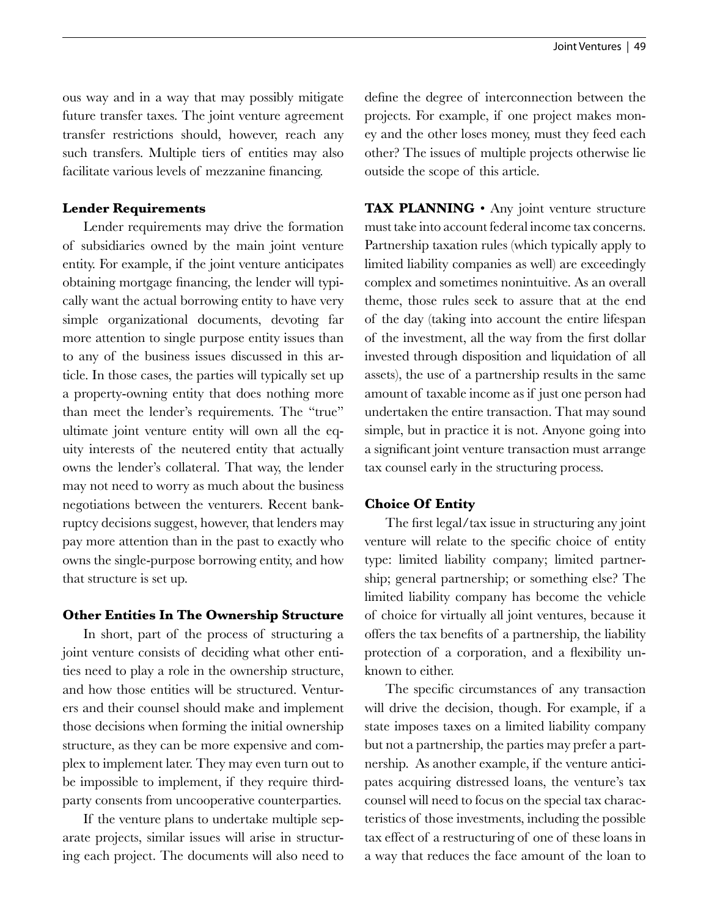ous way and in a way that may possibly mitigate future transfer taxes. The joint venture agreement transfer restrictions should, however, reach any such transfers. Multiple tiers of entities may also facilitate various levels of mezzanine financing.

### Lender Requirements

Lender requirements may drive the formation of subsidiaries owned by the main joint venture entity. For example, if the joint venture anticipates obtaining mortgage financing, the lender will typically want the actual borrowing entity to have very simple organizational documents, devoting far more attention to single purpose entity issues than to any of the business issues discussed in this article. In those cases, the parties will typically set up a property-owning entity that does nothing more than meet the lender's requirements. The "true" ultimate joint venture entity will own all the equity interests of the neutered entity that actually owns the lender's collateral. That way, the lender may not need to worry as much about the business negotiations between the venturers. Recent bankruptcy decisions suggest, however, that lenders may pay more attention than in the past to exactly who owns the single-purpose borrowing entity, and how that structure is set up.

### Other Entities In The Ownership Structure

In short, part of the process of structuring a joint venture consists of deciding what other entities need to play a role in the ownership structure, and how those entities will be structured. Venturers and their counsel should make and implement those decisions when forming the initial ownership structure, as they can be more expensive and complex to implement later. They may even turn out to be impossible to implement, if they require third-party consents from uncooperative counterparties.

If the venture plans to undertake multiple separate projects, similar issues will arise in structuring each project. The documents will also need to define the degree of interconnection between the projects. For example, if one project makes money and the other loses money, must they feed each other? The issues of multiple projects otherwise lie outside the scope of this article.

**TAX PLANNING** • Any joint venture structure must take into account federal income tax concerns. Partnership taxation rules (which typically apply to limited liability companies as well) are exceedingly complex and sometimes nonintuitive. As an overall theme, those rules seek to assure that at the end of the day (taking into account the entire lifespan of the investment, all the way from the first dollar invested through disposition and liquidation of all assets), the use of a partnership results in the same amount of taxable income as if just one person had undertaken the entire transaction. That may sound simple, but in practice it is not. Anyone going into a significant joint venture transaction must arrange tax counsel early in the structuring process.

### Choice Of Entity

The first legal/tax issue in structuring any joint venture will relate to the specific choice of entity type: limited liability company; limited partnership; general partnership; or something else? The limited liability company has become the vehicle of choice for virtually all joint ventures, because it offers the tax benefits of a partnership, the liability protection of a corporation, and a flexibility unknown to either.

The specific circumstances of any transaction will drive the decision, though. For example, if a state imposes taxes on a limited liability company but not a partnership, the parties may prefer a partnership. As another example, if the venture anticipates acquiring distressed loans, the venture's tax counsel will need to focus on the special tax characteristics of those investments, including the possible tax effect of a restructuring of one of these loans in a way that reduces the face amount of the loan to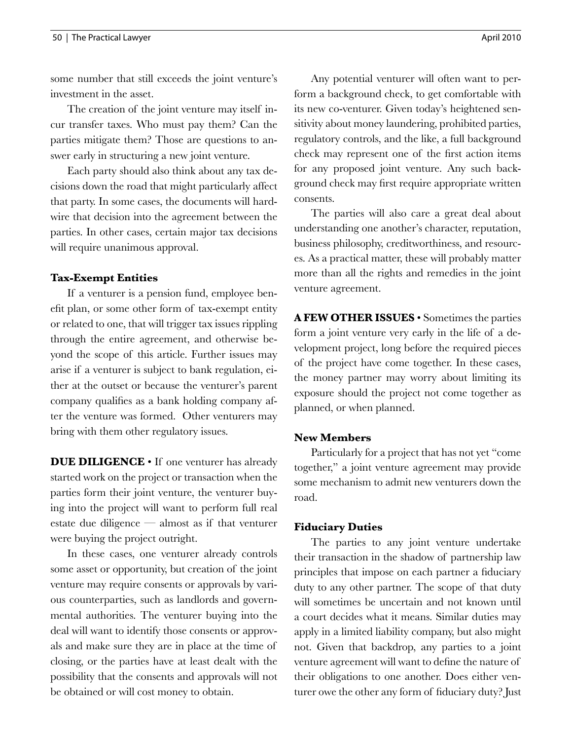some number that still exceeds the joint venture's investment in the asset.

The creation of the joint venture may itself incur transfer taxes. Who must pay them? Can the parties mitigate them? Those are questions to answer early in structuring a new joint venture.

Each party should also think about any tax decisions down the road that might particularly affect that party. In some cases, the documents will hardwire that decision into the agreement between the parties. In other cases, certain major tax decisions will require unanimous approval.

### Tax-Exempt Entities

If a venturer is a pension fund, employee benefit plan, or some other form of tax-exempt entity or related to one, that will trigger tax issues rippling through the entire agreement, and otherwise beyond the scope of this article. Further issues may arise if a venturer is subject to bank regulation, either at the outset or because the venturer's parent company qualifies as a bank holding company after the venture was formed. Other venturers may bring with them other regulatory issues.

**DUE DILIGENCE** • If one venturer has already started work on the project or transaction when the parties form their joint venture, the venturer buying into the project will want to perform full real estate due diligence — almost as if that venturer were buying the project outright.

In these cases, one venturer already controls some asset or opportunity, but creation of the joint venture may require consents or approvals by various counterparties, such as landlords and governmental authorities. The venturer buying into the deal will want to identify those consents or approvals and make sure they are in place at the time of closing, or the parties have at least dealt with the possibility that the consents and approvals will not be obtained or will cost money to obtain.

Any potential venturer will often want to perform a background check, to get comfortable with its new co-venturer. Given today's heightened sensitivity about money laundering, prohibited parties, regulatory controls, and the like, a full background check may represent one of the first action items for any proposed joint venture. Any such background check may first require appropriate written consents.

The parties will also care a great deal about understanding one another's character, reputation, business philosophy, creditworthiness, and resources. As a practical matter, these will probably matter more than all the rights and remedies in the joint venture agreement.

**A FEW OTHER ISSUES** • Sometimes the parties form a joint venture very early in the life of a development project, long before the required pieces of the project have come together. In these cases, the money partner may worry about limiting its exposure should the project not come together as planned, or when planned.

### New Members

Particularly for a project that has not yet "come together," a joint venture agreement may provide some mechanism to admit new venturers down the road.

### Fiduciary Duties

The parties to any joint venture undertake their transaction in the shadow of partnership law principles that impose on each partner a fiduciary duty to any other partner. The scope of that duty will sometimes be uncertain and not known until a court decides what it means. Similar duties may apply in a limited liability company, but also might not. Given that backdrop, any parties to a joint venture agreement will want to define the nature of their obligations to one another. Does either venturer owe the other any form of fiduciary duty? Just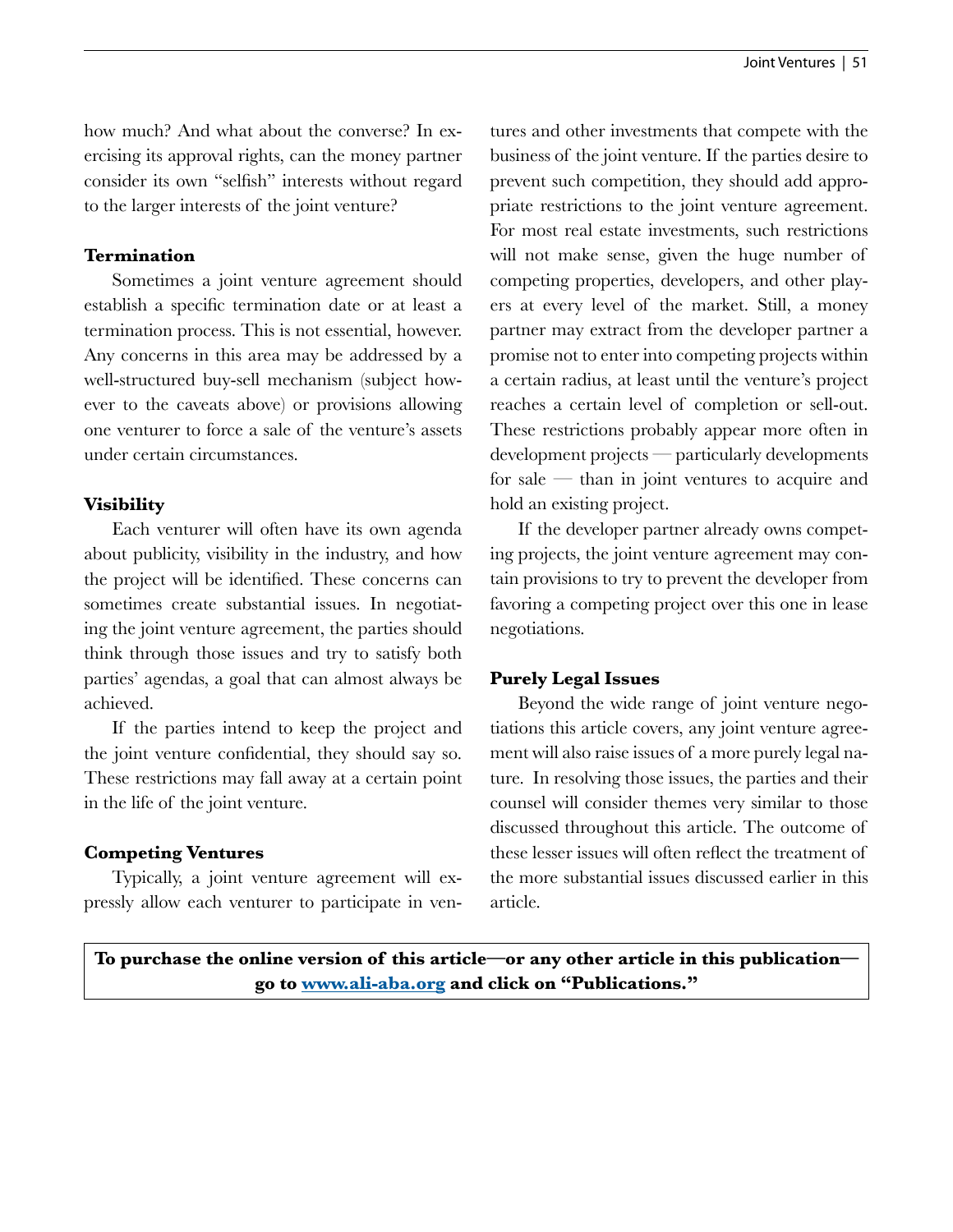how much? And what about the converse? In exercising its approval rights, can the money partner consider its own "selfish" interests without regard to the larger interests of the joint venture?

### Termination

Sometimes a joint venture agreement should establish a specific termination date or at least a termination process. This is not essential, however. Any concerns in this area may be addressed by a well-structured buy-sell mechanism (subject however to the caveats above) or provisions allowing one venturer to force a sale of the venture's assets under certain circumstances.

### Visibility

Each venturer will often have its own agenda about publicity, visibility in the industry, and how the project will be identified. These concerns can sometimes create substantial issues. In negotiating the joint venture agreement, the parties should think through those issues and try to satisfy both parties' agendas, a goal that can almost always be achieved.

If the parties intend to keep the project and the joint venture confidential, they should say so. These restrictions may fall away at a certain point in the life of the joint venture.

### Competing Ventures

Typically, a joint venture agreement will expressly allow each venturer to participate in ventures and other investments that compete with the business of the joint venture. If the parties desire to prevent such competition, they should add appropriate restrictions to the joint venture agreement. For most real estate investments, such restrictions will not make sense, given the huge number of competing properties, developers, and other players at every level of the market. Still, a money partner may extract from the developer partner a promise not to enter into competing projects within a certain radius, at least until the venture's project reaches a certain level of completion or sell-out. These restrictions probably appear more often in development projects — particularly developments for sale — than in joint ventures to acquire and hold an existing project.

If the developer partner already owns competing projects, the joint venture agreement may contain provisions to try to prevent the developer from favoring a competing project over this one in lease negotiations.

### Purely Legal Issues

Beyond the wide range of joint venture negotiations this article covers, any joint venture agreement will also raise issues of a more purely legal nature. In resolving those issues, the parties and their counsel will consider themes very similar to those discussed throughout this article. The outcome of these lesser issues will often reflect the treatment of the more substantial issues discussed earlier in this article.

**To purchase the online version of this article—or any other article in this publication—go to [www.ali-aba.org](http://www.ali-aba.org) and click on "Publications."**